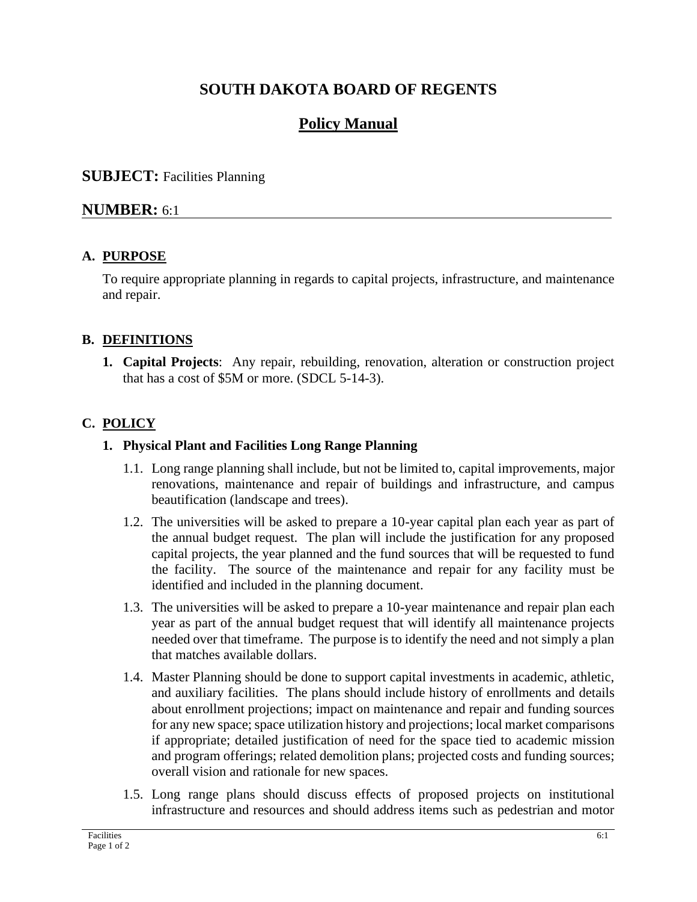# SOUTH DAKOTA BOARD OF REGENTS

## Policy Manual

**SUBJECT:** Facilities Planning

**NUMBER:** 6:1

### A. PURPOSE

To require appropriate planning in regards to capital projects, infrastructure, and maintenance and repair.

### B. DEFINITIONS

1. **Capital Projects**: Any repair, rebuilding, renovation, alteration or construction project that has a cost of $5M or more. (SDCL 5-14-3).

### C. POLICY

1. **Physical Plant and Facilities Long Range Planning**

   1.1. Long range planning shall include, but not be limited to, capital improvements, major renovations, maintenance and repair of buildings and infrastructure, and campus beautification (landscape and trees).

   1.2. The universities will be asked to prepare a 10-year capital plan each year as part of the annual budget request. The plan will include the justification for any proposed capital projects, the year planned and the fund sources that will be requested to fund the facility. The source of the maintenance and repair for any facility must be identified and included in the planning document.

   1.3. The universities will be asked to prepare a 10-year maintenance and repair plan each year as part of the annual budget request that will identify all maintenance projects needed over that timeframe. The purpose is to identify the need and not simply a plan that matches available dollars.

   1.4. Master Planning should be done to support capital investments in academic, athletic, and auxiliary facilities. The plans should include history of enrollments and details about enrollment projections; impact on maintenance and repair and funding sources for any new space; space utilization history and projections; local market comparisons if appropriate; detailed justification of need for the space tied to academic mission and program offerings; related demolition plans; projected costs and funding sources; overall vision and rationale for new spaces.

   1.5. Long range plans should discuss effects of proposed projects on institutional infrastructure and resources and should address items such as pedestrian and motor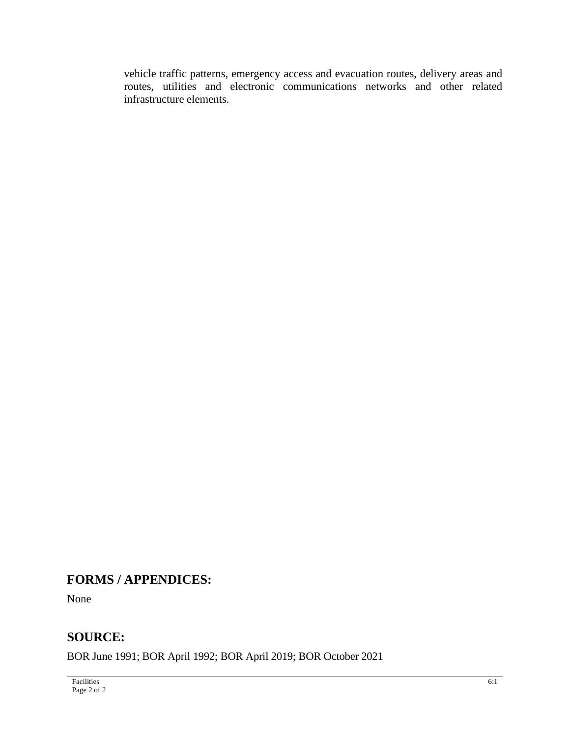vehicle traffic patterns, emergency access and evacuation routes, delivery areas and routes, utilities and electronic communications networks and other related infrastructure elements.

## FORMS / APPENDICES:

None

## SOURCE:

BOR June 1991; BOR April 1992; BOR April 2019; BOR October 2021